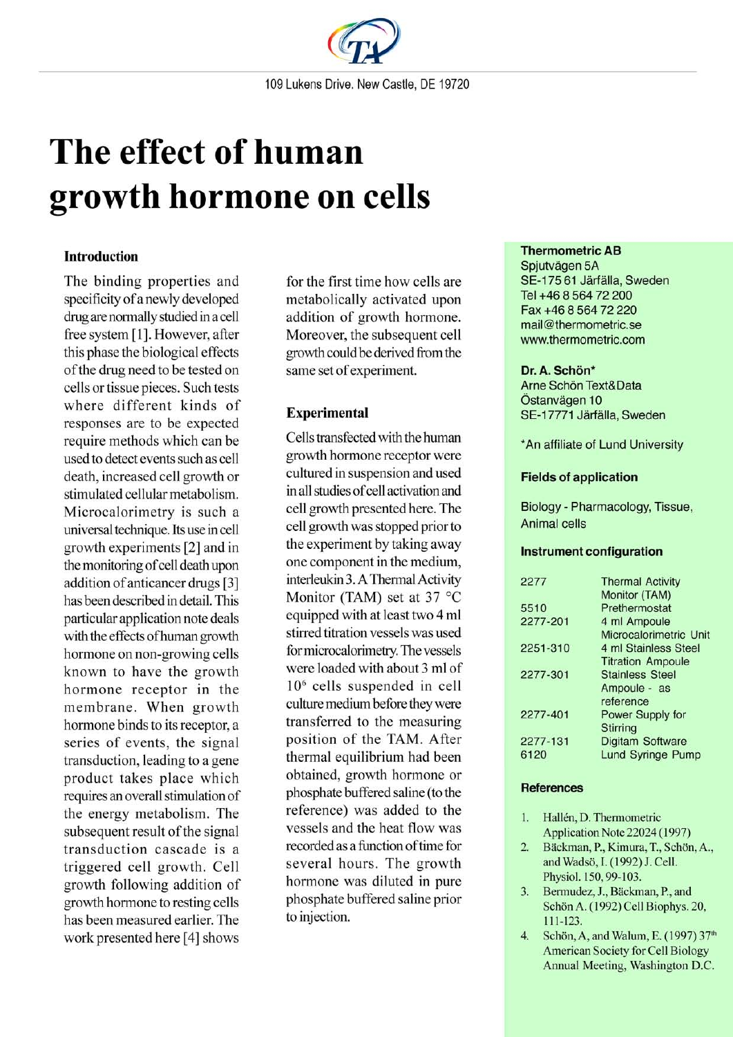109 Lukens Drive. New Castle, DE 19720

# The effect of human growth hormone on cells

## Introduction

The binding properties and specificity of a newly developed drug are normally studied in a cell free system [1]. However, after this phase the biological effects of the drug need to be tested on cells or tissue pieces. Such tests where different kinds of responses are to be expected require methods which can be used to detect events such as cell death, increased cell growth or stimulated cellular metabolism. Microcalorimetry is such a universal technique. Its use in cell growth experiments [2] and in the monitoring of cell death upon addition of anticancer drugs [3] has been described in detail. This particular application note deals with the effects of human growth hormone on non-growing cells known to have the growth hormone receptor in the membrane. When growth hormone binds to its receptor, a series of events, the signal transduction, leading to a gene product takes place which requires an overall stimulation of the energy metabolism. The subsequent result of the signal transduction cascade is a triggered cell growth. Cell growth following addition of growth hormone to resting cells has been measured earlier. The work presented here [4] shows for the first time how cells are metabolically activated upon addition of growth hormone. Moreover, the subsequent cell growth could be derived from the same set of experiment.

## Experimental

Cells transfected with the human growth hormone receptor were cultured in suspension and used in all studies of cell activation and cell growth presented here. The cell growth was stopped prior to the experiment by taking away one component in the medium, interleukin 3. A Thermal Activity Monitor (TAM) set at 37 °C equipped with at least two 4 ml stirred titration vessels was used for microcalorimetry. The vessels were loaded with about 3 ml of $10^6$ cells suspended in cell culture medium before they were transferred to the measuring position of the TAM. After thermal equilibrium had been obtained, growth hormone or phosphate buffered saline (to the reference) was added to the vessels and the heat flow was recorded as a function of time for several hours. The growth hormone was diluted in pure phosphate buffered saline prior to injection.

**Thermometric AB**
Spjutvägen 5A
SE-175 61 Järfälla, Sweden
Tel +46 8 564 72 200
Fax +46 8 564 72 220
mail@thermometric.se
www.thermometric.com

**Dr. A. Schön***
Arne Schön Text&Data
Östanvägen 10
SE-17771 Järfälla, Sweden

*An affiliate of Lund University

### Fields of application

Biology - Pharmacology, Tissue, Animal cells

### Instrument configuration

| | |
|---|---|
| 2277 | Thermal Activity Monitor (TAM) |
| 5510 | Prethermostat |
| 2277-201 | 4 ml Ampoule Microcalorimetric Unit |
| 2251-310 | 4 ml Stainless Steel Titration Ampoule |
| 2277-301 | Stainless Steel Ampoule - as reference |
| 2277-401 | Power Supply for Stirring |
| 2277-131 | Digitam Software |
| 6120 | Lund Syringe Pump |

### References

1. Hallén, D. Thermometric Application Note 22024 (1997)
2. Bäckman, P., Kimura, T., Schön, A., and Wadsö, I. (1992) J. Cell. Physiol. 150, 99-103.
3. Bermudez, J., Bäckman, P., and Schön A. (1992) Cell Biophys. 20, 111-123.
4. Schön, A, and Walum, E. (1997) 37th American Society for Cell Biology Annual Meeting, Washington D.C.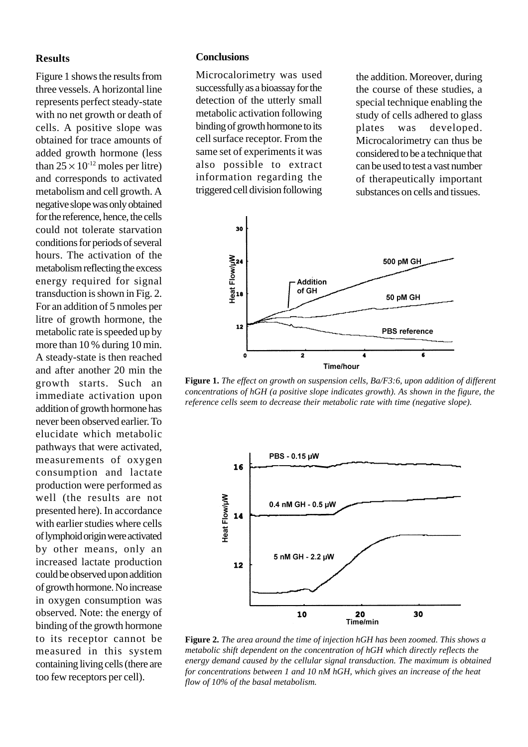## Results

Figure 1 shows the results from three vessels. A horizontal line represents perfect steady-state with no net growth or death of cells. A positive slope was obtained for trace amounts of added growth hormone (less than $25 \times 10^{-12}$ moles per litre) and corresponds to activated metabolism and cell growth. A negative slope was only obtained for the reference, hence, the cells could not tolerate starvation conditions for periods of several hours. The activation of the metabolism reflecting the excess energy required for signal transduction is shown in Fig. 2. For an addition of 5 nmoles per litre of growth hormone, the metabolic rate is speeded up by more than 10 % during 10 min. A steady-state is then reached and after another 20 min the growth starts. Such an immediate activation upon addition of growth hormone has never been observed earlier. To elucidate which metabolic pathways that were activated, measurements of oxygen consumption and lactate production were performed as well (the results are not presented here). In accordance with earlier studies where cells of lymphoid origin were activated by other means, only an increased lactate production could be observed upon addition of growth hormone. No increase in oxygen consumption was observed. Note: the energy of binding of the growth hormone to its receptor cannot be measured in this system containing living cells (there are too few receptors per cell).

## Conclusions

Microcalorimetry was used successfully as a bioassay for the detection of the utterly small metabolic activation following binding of growth hormone to its cell surface receptor. From the same set of experiments it was also possible to extract information regarding the triggered cell division following the addition. Moreover, during the course of these studies, a special technique enabling the study of cells adhered to glass plates was developed. Microcalorimetry can thus be considered to be a technique that can be used to test a vast number of therapeutically important substances on cells and tissues.

Heat Flow/µW
30
24
18
12
0
2
4
6
Time/hour
Addition of GH
500 pM GH
50 pM GH
PBS reference

**Figure 1.** *The effect on growth on suspension cells, Ba/F3:6, upon addition of different concentrations of hGH (a positive slope indicates growth). As shown in the figure, the reference cells seem to decrease their metabolic rate with time (negative slope).*

Heat Flow/µW
16
14
12
10
20
30
Time/min
PBS - 0.15 µW
0.4 nM GH - 0.5 µW
5 nM GH - 2.2 µW

**Figure 2.** *The area around the time of injection hGH has been zoomed. This shows a metabolic shift dependent on the concentration of hGH which directly reflects the energy demand caused by the cellular signal transduction. The maximum is obtained for concentrations between 1 and 10 nM hGH, which gives an increase of the heat flow of 10% of the basal metabolism.*